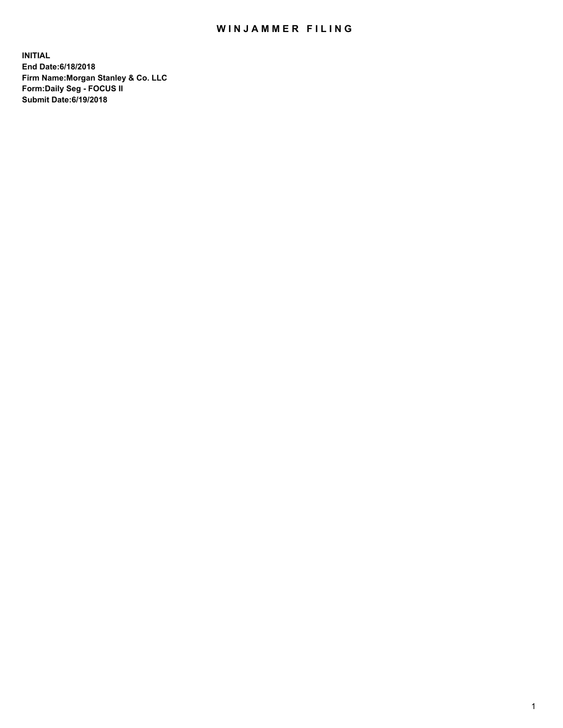# WINJAMMER FILING

**INITIAL**
**End Date:6/18/2018**
**Firm Name:Morgan Stanley & Co. LLC**
**Form:Daily Seg - FOCUS II**
**Submit Date:6/19/2018**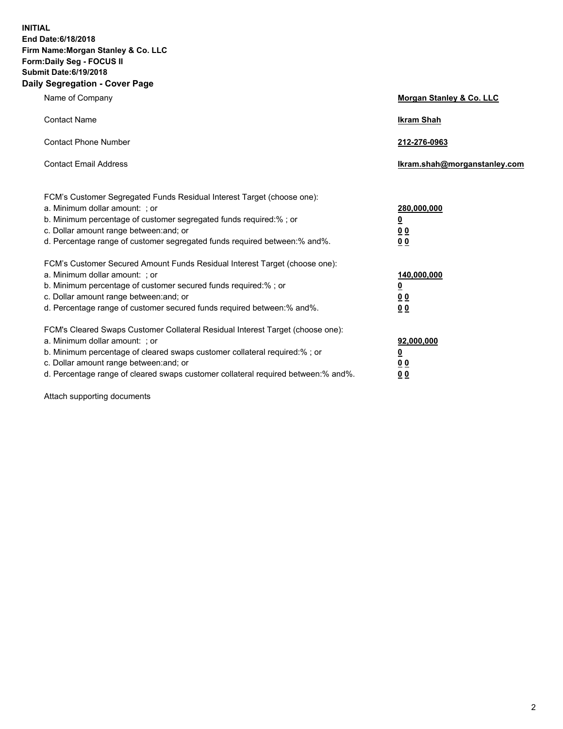**INITIAL**
**End Date:6/18/2018**
**Firm Name:Morgan Stanley & Co. LLC**
**Form:Daily Seg - FOCUS II**
**Submit Date:6/19/2018**
**Daily Segregation - Cover Page**

| | |
|---|---|
| Name of Company | **Morgan Stanley & Co. LLC** |
| Contact Name | **Ikram Shah** |
| Contact Phone Number | **212-276-0963** |
| Contact Email Address | **Ikram.shah@morganstanley.com** |

| | |
|---|---|
| FCM's Customer Segregated Funds Residual Interest Target (choose one): | |
| a. Minimum dollar amount: ; or | **280,000,000** |
| b. Minimum percentage of customer segregated funds required:% ; or | **0** |
| c. Dollar amount range between:and; or | **0 0** |
| d. Percentage range of customer segregated funds required between:% and%. | **0 0** |
| FCM's Customer Secured Amount Funds Residual Interest Target (choose one): | |
| a. Minimum dollar amount: ; or | **140,000,000** |
| b. Minimum percentage of customer secured funds required:% ; or | **0** |
| c. Dollar amount range between:and; or | **0 0** |
| d. Percentage range of customer secured funds required between:% and%. | **0 0** |
| FCM's Cleared Swaps Customer Collateral Residual Interest Target (choose one): | |
| a. Minimum dollar amount: ; or | **92,000,000** |
| b. Minimum percentage of cleared swaps customer collateral required:% ; or | **0** |
| c. Dollar amount range between:and; or | **0 0** |
| d. Percentage range of cleared swaps customer collateral required between:% and%. | **0 0** |

Attach supporting documents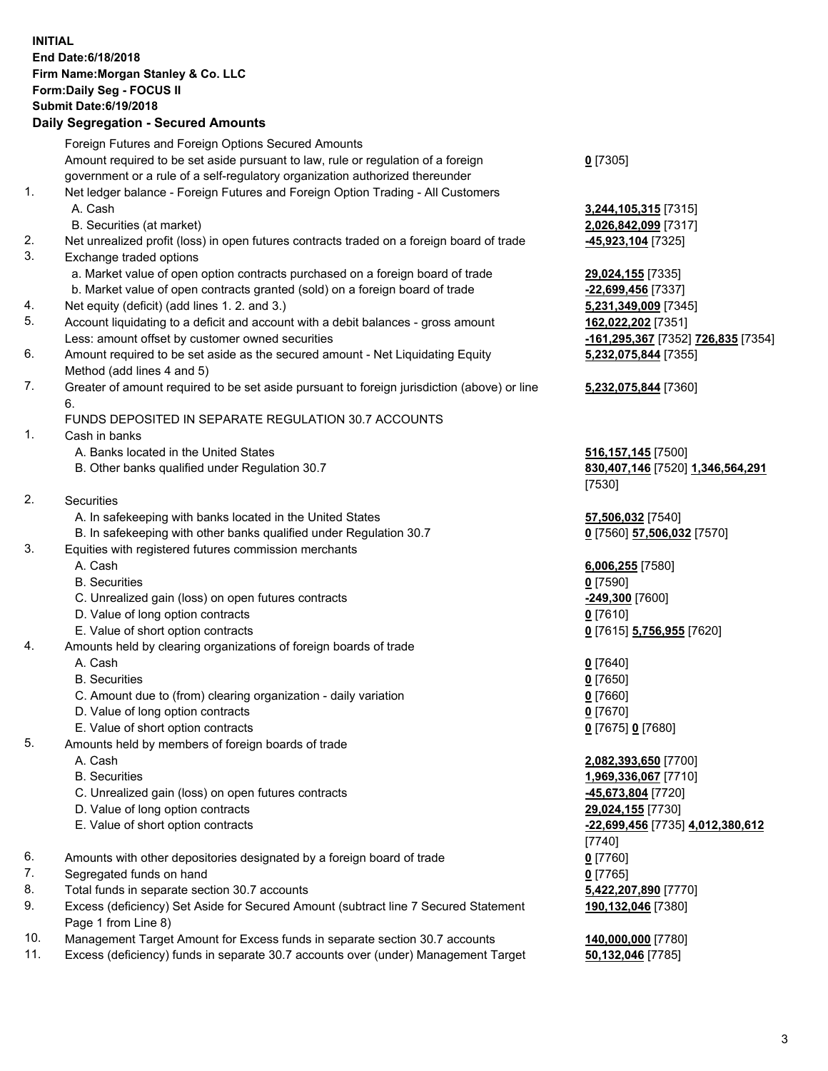**INITIAL**
**End Date:6/18/2018**
**Firm Name:Morgan Stanley & Co. LLC**
**Form:Daily Seg - FOCUS II**
**Submit Date:6/19/2018**

## Daily Segregation - Secured Amounts

| | | |
|---|---|---|
| | Foreign Futures and Foreign Options Secured Amounts | |
| | Amount required to be set aside pursuant to law, rule or regulation of a foreign government or a rule of a self-regulatory organization authorized thereunder | **0** [7305] |
| 1. | Net ledger balance - Foreign Futures and Foreign Option Trading - All Customers | |
| | A. Cash | **3,244,105,315** [7315] |
| | B. Securities (at market) | **2,026,842,099** [7317] |
| 2. | Net unrealized profit (loss) in open futures contracts traded on a foreign board of trade | **-45,923,104** [7325] |
| 3. | Exchange traded options | |
| | a. Market value of open option contracts purchased on a foreign board of trade | **29,024,155** [7335] |
| | b. Market value of open contracts granted (sold) on a foreign board of trade | **-22,699,456** [7337] |
| 4. | Net equity (deficit) (add lines 1. 2. and 3.) | **5,231,349,009** [7345] |
| 5. | Account liquidating to a deficit and account with a debit balances - gross amount | **162,022,202** [7351] |
| | Less: amount offset by customer owned securities | **-161,295,367** [7352] **726,835** [7354] |
| 6. | Amount required to be set aside as the secured amount - Net Liquidating Equity Method (add lines 4 and 5) | **5,232,075,844** [7355] |
| 7. | Greater of amount required to be set aside pursuant to foreign jurisdiction (above) or line 6. | **5,232,075,844** [7360] |
| | FUNDS DEPOSITED IN SEPARATE REGULATION 30.7 ACCOUNTS | |
| 1. | Cash in banks | |
| | A. Banks located in the United States | **516,157,145** [7500] |
| | B. Other banks qualified under Regulation 30.7 | **830,407,146** [7520] **1,346,564,291** [7530] |
| 2. | Securities | |
| | A. In safekeeping with banks located in the United States | **57,506,032** [7540] |
| | B. In safekeeping with other banks qualified under Regulation 30.7 | **0** [7560] **57,506,032** [7570] |
| 3. | Equities with registered futures commission merchants | |
| | A. Cash | **6,006,255** [7580] |
| | B. Securities | **0** [7590] |
| | C. Unrealized gain (loss) on open futures contracts | **-249,300** [7600] |
| | D. Value of long option contracts | **0** [7610] |
| | E. Value of short option contracts | **0** [7615] **5,756,955** [7620] |
| 4. | Amounts held by clearing organizations of foreign boards of trade | |
| | A. Cash | **0** [7640] |
| | B. Securities | **0** [7650] |
| | C. Amount due to (from) clearing organization - daily variation | **0** [7660] |
| | D. Value of long option contracts | **0** [7670] |
| | E. Value of short option contracts | **0** [7675] **0** [7680] |
| 5. | Amounts held by members of foreign boards of trade | |
| | A. Cash | **2,082,393,650** [7700] |
| | B. Securities | **1,969,336,067** [7710] |
| | C. Unrealized gain (loss) on open futures contracts | **-45,673,804** [7720] |
| | D. Value of long option contracts | **29,024,155** [7730] |
| | E. Value of short option contracts | **-22,699,456** [7735] **4,012,380,612** [7740] |
| 6. | Amounts with other depositories designated by a foreign board of trade | **0** [7760] |
| 7. | Segregated funds on hand | **0** [7765] |
| 8. | Total funds in separate section 30.7 accounts | **5,422,207,890** [7770] |
| 9. | Excess (deficiency) Set Aside for Secured Amount (subtract line 7 Secured Statement Page 1 from Line 8) | **190,132,046** [7380] |
| 10. | Management Target Amount for Excess funds in separate section 30.7 accounts | **140,000,000** [7780] |
| 11. | Excess (deficiency) funds in separate 30.7 accounts over (under) Management Target | **50,132,046** [7785] |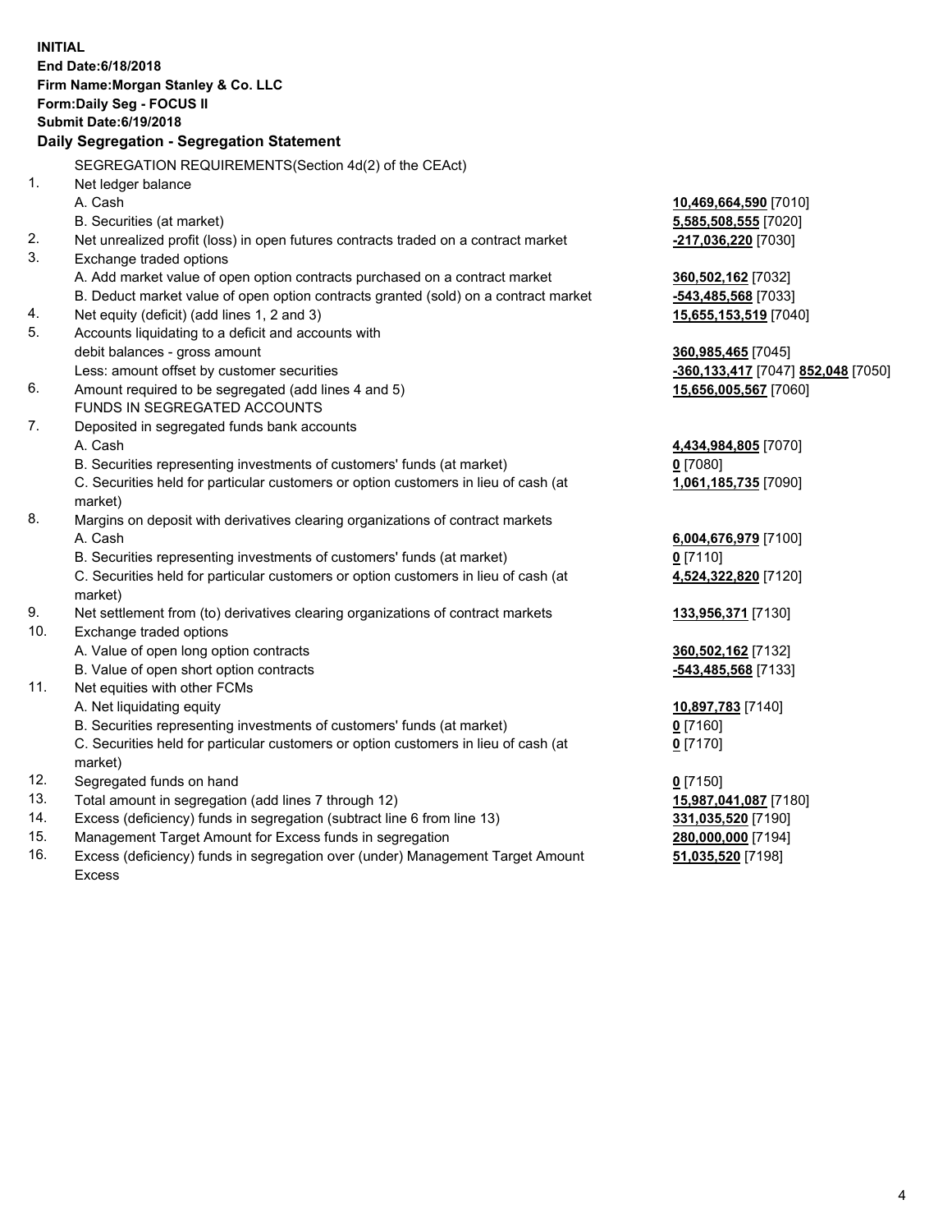**INITIAL**
**End Date:6/18/2018**
**Firm Name:Morgan Stanley & Co. LLC**
**Form:Daily Seg - FOCUS II**
**Submit Date:6/19/2018**

## Daily Segregation - Segregation Statement

| | | |
|---|---|---|
| | SEGREGATION REQUIREMENTS(Section 4d(2) of the CEAct) | |
| 1. | Net ledger balance | |
| | A. Cash | **10,469,664,590** [7010] |
| | B. Securities (at market) | **5,585,508,555** [7020] |
| 2. | Net unrealized profit (loss) in open futures contracts traded on a contract market | **-217,036,220** [7030] |
| 3. | Exchange traded options | |
| | A. Add market value of open option contracts purchased on a contract market | **360,502,162** [7032] |
| | B. Deduct market value of open option contracts granted (sold) on a contract market | **-543,485,568** [7033] |
| 4. | Net equity (deficit) (add lines 1, 2 and 3) | **15,655,153,519** [7040] |
| 5. | Accounts liquidating to a deficit and accounts with | |
| | debit balances - gross amount | **360,985,465** [7045] |
| | Less: amount offset by customer securities | **-360,133,417** [7047] **852,048** [7050] |
| 6. | Amount required to be segregated (add lines 4 and 5) | **15,656,005,567** [7060] |
| | FUNDS IN SEGREGATED ACCOUNTS | |
| 7. | Deposited in segregated funds bank accounts | |
| | A. Cash | **4,434,984,805** [7070] |
| | B. Securities representing investments of customers' funds (at market) | **0** [7080] |
| | C. Securities held for particular customers or option customers in lieu of cash (at market) | **1,061,185,735** [7090] |
| 8. | Margins on deposit with derivatives clearing organizations of contract markets | |
| | A. Cash | **6,004,676,979** [7100] |
| | B. Securities representing investments of customers' funds (at market) | **0** [7110] |
| | C. Securities held for particular customers or option customers in lieu of cash (at market) | **4,524,322,820** [7120] |
| 9. | Net settlement from (to) derivatives clearing organizations of contract markets | **133,956,371** [7130] |
| 10. | Exchange traded options | |
| | A. Value of open long option contracts | **360,502,162** [7132] |
| | B. Value of open short option contracts | **-543,485,568** [7133] |
| 11. | Net equities with other FCMs | |
| | A. Net liquidating equity | **10,897,783** [7140] |
| | B. Securities representing investments of customers' funds (at market) | **0** [7160] |
| | C. Securities held for particular customers or option customers in lieu of cash (at market) | **0** [7170] |
| 12. | Segregated funds on hand | **0** [7150] |
| 13. | Total amount in segregation (add lines 7 through 12) | **15,987,041,087** [7180] |
| 14. | Excess (deficiency) funds in segregation (subtract line 6 from line 13) | **331,035,520** [7190] |
| 15. | Management Target Amount for Excess funds in segregation | **280,000,000** [7194] |
| 16. | Excess (deficiency) funds in segregation over (under) Management Target Amount Excess | **51,035,520** [7198] |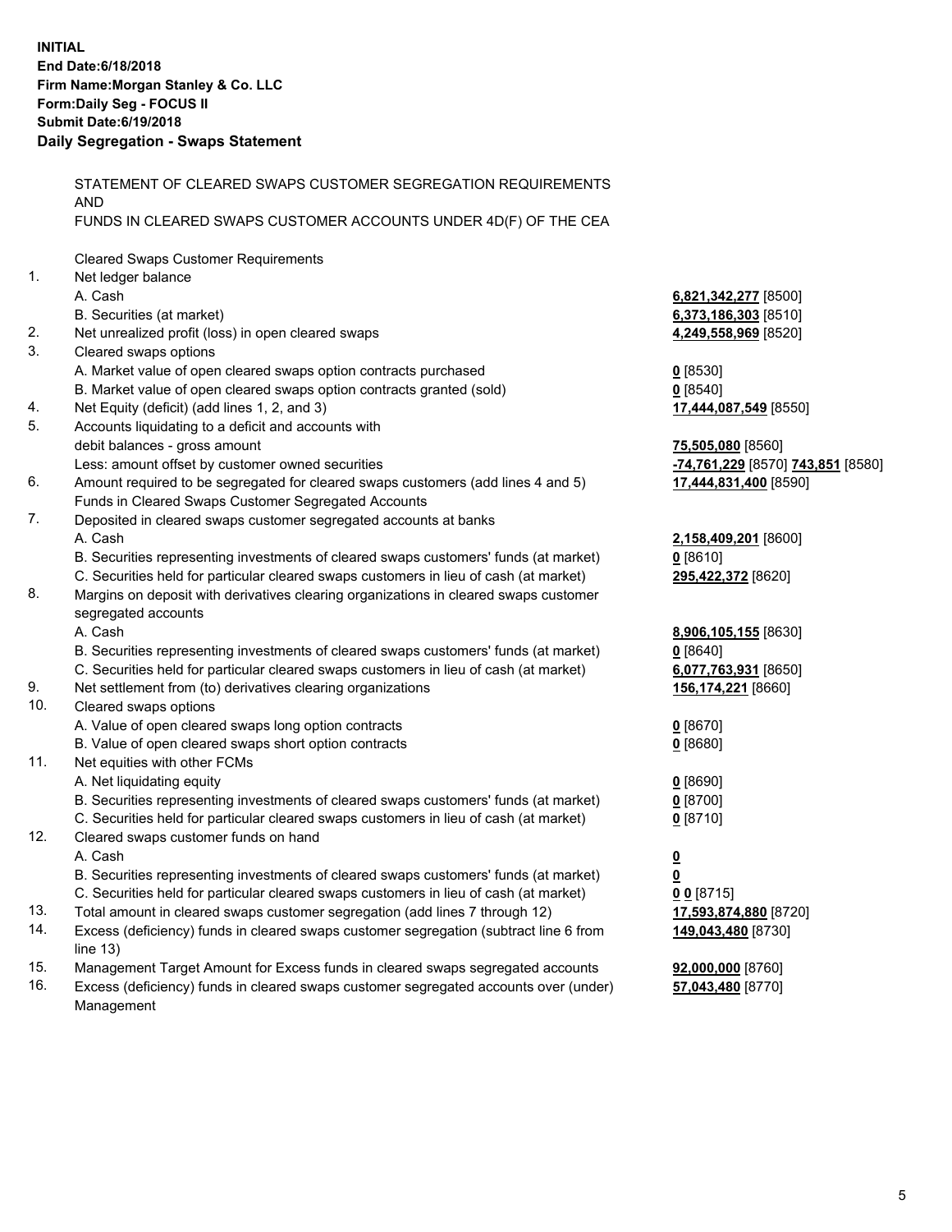**INITIAL**
**End Date:6/18/2018**
**Firm Name:Morgan Stanley & Co. LLC**
**Form:Daily Seg - FOCUS II**
**Submit Date:6/19/2018**
**Daily Segregation - Swaps Statement**

STATEMENT OF CLEARED SWAPS CUSTOMER SEGREGATION REQUIREMENTS AND FUNDS IN CLEARED SWAPS CUSTOMER ACCOUNTS UNDER 4D(F) OF THE CEA

| | | |
|---|---|---|
| | Cleared Swaps Customer Requirements | |
| 1. | Net ledger balance | |
| | A. Cash | **6,821,342,277** [8500] |
| | B. Securities (at market) | **6,373,186,303** [8510] |
| 2. | Net unrealized profit (loss) in open cleared swaps | **4,249,558,969** [8520] |
| 3. | Cleared swaps options | |
| | A. Market value of open cleared swaps option contracts purchased | **0** [8530] |
| | B. Market value of open cleared swaps option contracts granted (sold) | **0** [8540] |
| 4. | Net Equity (deficit) (add lines 1, 2, and 3) | **17,444,087,549** [8550] |
| 5. | Accounts liquidating to a deficit and accounts with debit balances - gross amount | **75,505,080** [8560] |
| | Less: amount offset by customer owned securities | **-74,761,229** [8570] **743,851** [8580] |
| 6. | Amount required to be segregated for cleared swaps customers (add lines 4 and 5) | **17,444,831,400** [8590] |
| | Funds in Cleared Swaps Customer Segregated Accounts | |
| 7. | Deposited in cleared swaps customer segregated accounts at banks | |
| | A. Cash | **2,158,409,201** [8600] |
| | B. Securities representing investments of cleared swaps customers' funds (at market) | **0** [8610] |
| | C. Securities held for particular cleared swaps customers in lieu of cash (at market) | **295,422,372** [8620] |
| 8. | Margins on deposit with derivatives clearing organizations in cleared swaps customer segregated accounts | |
| | A. Cash | **8,906,105,155** [8630] |
| | B. Securities representing investments of cleared swaps customers' funds (at market) | **0** [8640] |
| | C. Securities held for particular cleared swaps customers in lieu of cash (at market) | **6,077,763,931** [8650] |
| 9. | Net settlement from (to) derivatives clearing organizations | **156,174,221** [8660] |
| 10. | Cleared swaps options | |
| | A. Value of open cleared swaps long option contracts | **0** [8670] |
| | B. Value of open cleared swaps short option contracts | **0** [8680] |
| 11. | Net equities with other FCMs | |
| | A. Net liquidating equity | **0** [8690] |
| | B. Securities representing investments of cleared swaps customers' funds (at market) | **0** [8700] |
| | C. Securities held for particular cleared swaps customers in lieu of cash (at market) | **0** [8710] |
| 12. | Cleared swaps customer funds on hand | |
| | A. Cash | **0** |
| | B. Securities representing investments of cleared swaps customers' funds (at market) | **0** |
| | C. Securities held for particular cleared swaps customers in lieu of cash (at market) | **0** **0** [8715] |
| 13. | Total amount in cleared swaps customer segregation (add lines 7 through 12) | **17,593,874,880** [8720] |
| 14. | Excess (deficiency) funds in cleared swaps customer segregation (subtract line 6 from line 13) | **149,043,480** [8730] |
| 15. | Management Target Amount for Excess funds in cleared swaps segregated accounts | **92,000,000** [8760] |
| 16. | Excess (deficiency) funds in cleared swaps customer segregated accounts over (under) Management | **57,043,480** [8770] |